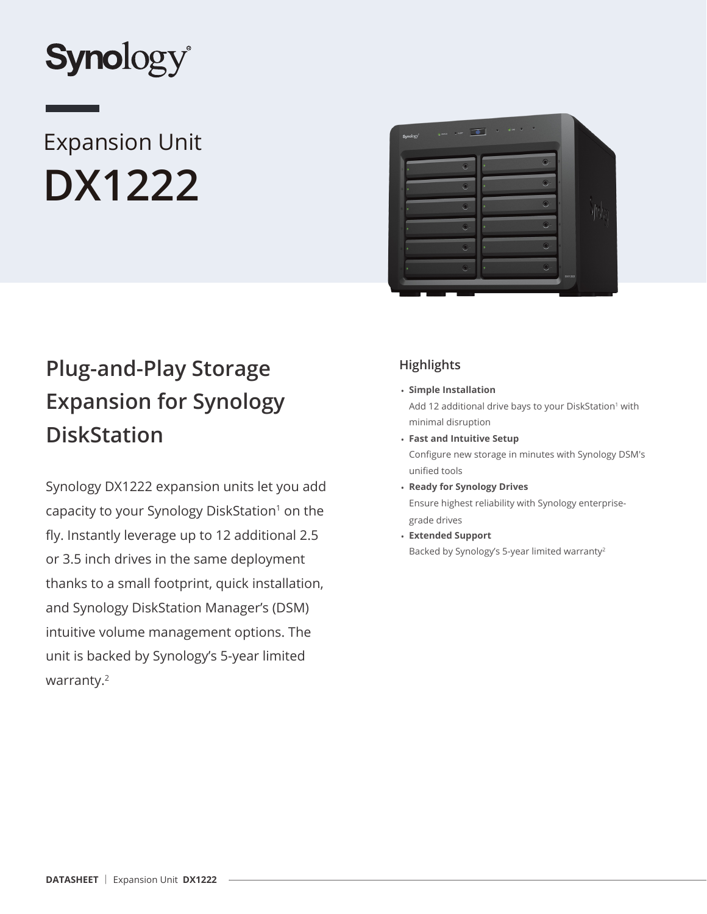Synology

# Expansion Unit

# DX1222

## Plug-and-Play Storage Expansion for Synology DiskStation

Synology DX1222 expansion units let you add capacity to your Synology DiskStation[1] on the fly. Instantly leverage up to 12 additional 2.5 or 3.5 inch drives in the same deployment thanks to a small footprint, quick installation, and Synology DiskStation Manager's (DSM) intuitive volume management options. The unit is backed by Synology's 5-year limited warranty.[2]

### Highlights

- **Simple Installation**
  Add 12 additional drive bays to your DiskStation[1] with minimal disruption
- **Fast and Intuitive Setup**
  Configure new storage in minutes with Synology DSM's unified tools
- **Ready for Synology Drives**
  Ensure highest reliability with Synology enterprise-grade drives
- **Extended Support**
  Backed by Synology's 5-year limited warranty[2]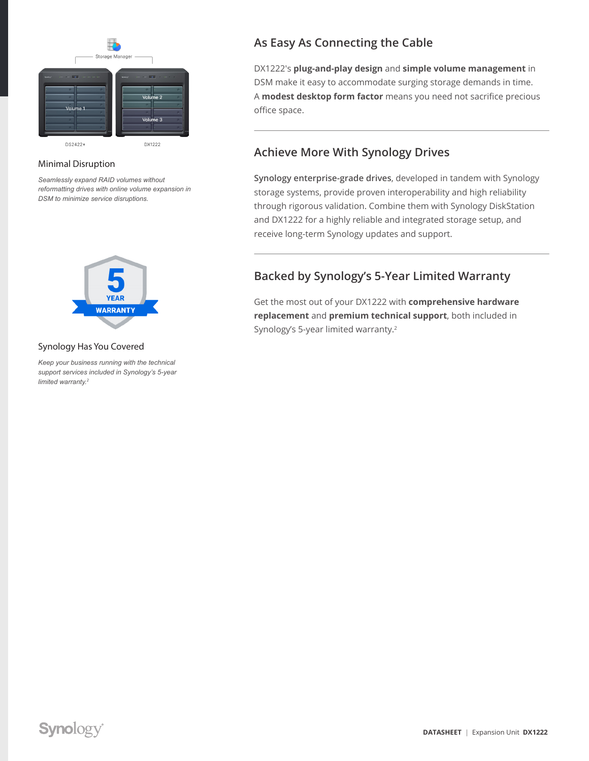## Minimal Disruption

*Seamlessly expand RAID volumes without reformatting drives with online volume expansion in DSM to minimize service disruptions.*

## Synology Has You Covered

*Keep your business running with the technical support services included in Synology's 5-year limited warranty.[2]*

## As Easy As Connecting the Cable

DX1222's **plug-and-play design** and **simple volume management** in DSM make it easy to accommodate surging storage demands in time. A **modest desktop form factor** means you need not sacrifice precious office space.

## Achieve More With Synology Drives

**Synology enterprise-grade drives**, developed in tandem with Synology storage systems, provide proven interoperability and high reliability through rigorous validation. Combine them with Synology DiskStation and DX1222 for a highly reliable and integrated storage setup, and receive long-term Synology updates and support.

## Backed by Synology's 5-Year Limited Warranty

Get the most out of your DX1222 with **comprehensive hardware replacement** and **premium technical support**, both included in Synology's 5-year limited warranty.[2]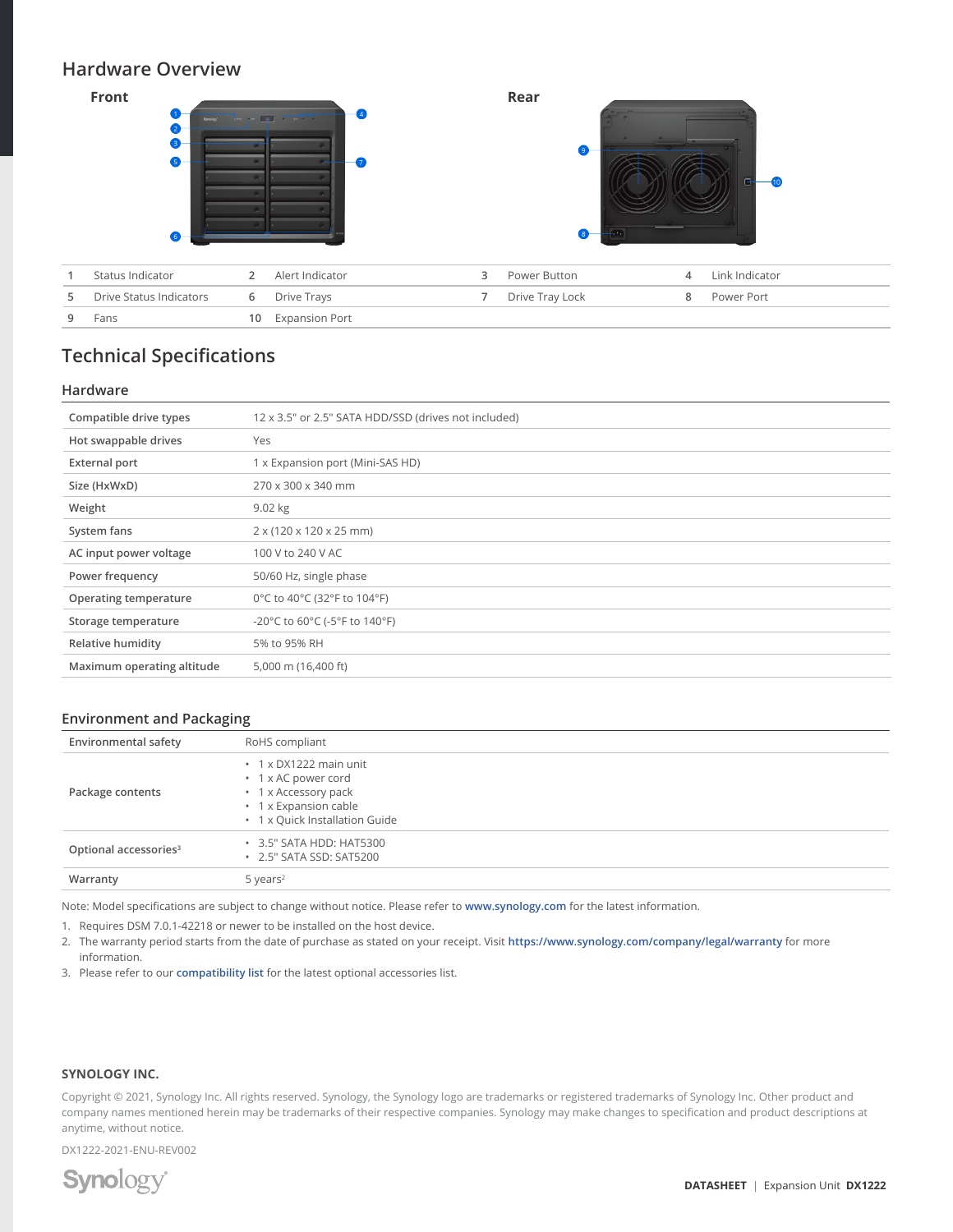## Hardware Overview

**Front**

**Rear**

| | | | | | | | |
|---|---|---|---|---|---|---|---|
| 1 | Status Indicator | 2 | Alert Indicator | 3 | Power Button | 4 | Link Indicator |
| 5 | Drive Status Indicators | 6 | Drive Trays | 7 | Drive Tray Lock | 8 | Power Port |
| 9 | Fans | 10 | Expansion Port | | | | |

## Technical Specifications

### Hardware

| | |
|---|---|
| Compatible drive types | 12 x 3.5" or 2.5" SATA HDD/SSD (drives not included) |
| Hot swappable drives | Yes |
| External port | 1 x Expansion port (Mini-SAS HD) |
| Size (HxWxD) | 270 x 300 x 340 mm |
| Weight | 9.02 kg |
| System fans | 2 x (120 x 120 x 25 mm) |
| AC input power voltage | 100 V to 240 V AC |
| Power frequency | 50/60 Hz, single phase |
| Operating temperature | 0°C to 40°C (32°F to 104°F) |
| Storage temperature | -20°C to 60°C (-5°F to 140°F) |
| Relative humidity | 5% to 95% RH |
| Maximum operating altitude | 5,000 m (16,400 ft) |

### Environment and Packaging

| | |
|---|---|
| Environmental safety | RoHS compliant |
| Package contents | • 1 x DX1222 main unit<br>• 1 x AC power cord<br>• 1 x Accessory pack<br>• 1 x Expansion cable<br>• 1 x Quick Installation Guide |
| Optional accessories[3] | • 3.5" SATA HDD: HAT5300<br>• 2.5" SATA SSD: SAT5200 |
| Warranty | 5 years[2] |

Note: Model specifications are subject to change without notice. Please refer to www.synology.com for the latest information.

1. Requires DSM 7.0.1-42218 or newer to be installed on the host device.
2. The warranty period starts from the date of purchase as stated on your receipt. Visit https://www.synology.com/company/legal/warranty for more information.
3. Please refer to our compatibility list for the latest optional accessories list.

**SYNOLOGY INC.**

Copyright © 2021, Synology Inc. All rights reserved. Synology, the Synology logo are trademarks or registered trademarks of Synology Inc. Other product and company names mentioned herein may be trademarks of their respective companies. Synology may make changes to specification and product descriptions at anytime, without notice.

DX1222-2021-ENU-REV002